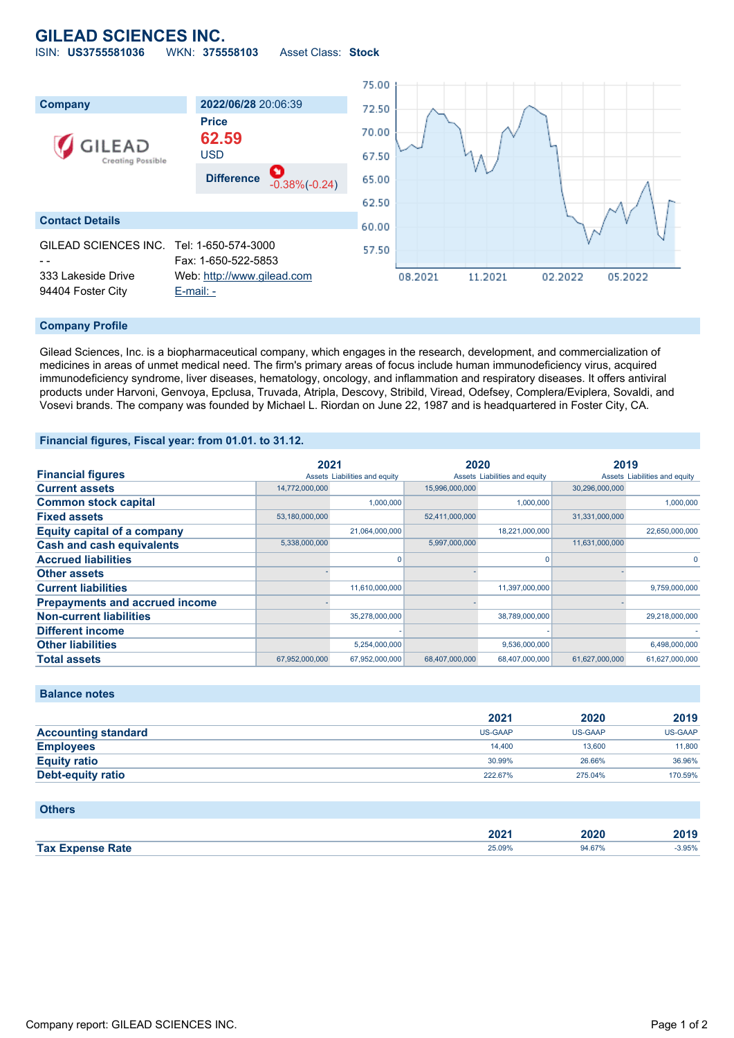# GILEAD SCIENCES INC.

ISIN: **US3755581036** WKN: **375558103** Asset Class: **Stock**

| Company | 2022/06/28 20:06:39 |
|---|---|
| | **Price** |
| | **62.59** |
| | USD |
| | **Difference** -0.38%(-0.24) |

**Contact Details**

GILEAD SCIENCES INC.
- -
333 Lakeside Drive
94404 Foster City

Tel: 1-650-574-3000
Fax: 1-650-522-5853
Web: http://www.gilead.com
E-mail: -

## Company Profile

Gilead Sciences, Inc. is a biopharmaceutical company, which engages in the research, development, and commercialization of medicines in areas of unmet medical need. The firm's primary areas of focus include human immunodeficiency virus, acquired immunodeficiency syndrome, liver diseases, hematology, oncology, and inflammation and respiratory diseases. It offers antiviral products under Harvoni, Genvoya, Epclusa, Truvada, Atripla, Descovy, Stribild, Viread, Odefsey, Complera/Eviplera, Sovaldi, and Vosevi brands. The company was founded by Michael L. Riordan on June 22, 1987 and is headquartered in Foster City, CA.

## Financial figures, Fiscal year: from 01.01. to 31.12.

| Financial figures | 2021 | | 2020 | | 2019 | |
|---|---|---|---|---|---|---|
| | Assets | Liabilities and equity | Assets | Liabilities and equity | Assets | Liabilities and equity |
| Current assets | 14,772,000,000 | | 15,996,000,000 | | 30,296,000,000 | |
| Common stock capital | | 1,000,000 | | 1,000,000 | | 1,000,000 |
| Fixed assets | 53,180,000,000 | | 52,411,000,000 | | 31,331,000,000 | |
| Equity capital of a company | | 21,064,000,000 | | 18,221,000,000 | | 22,650,000,000 |
| Cash and cash equivalents | 5,338,000,000 | | 5,997,000,000 | | 11,631,000,000 | |
| Accrued liabilities | | 0 | | 0 | | 0 |
| Other assets | - | | - | | - | |
| Current liabilities | | 11,610,000,000 | | 11,397,000,000 | | 9,759,000,000 |
| Prepayments and accrued income | - | | - | | - | |
| Non-current liabilities | | 35,278,000,000 | | 38,789,000,000 | | 29,218,000,000 |
| Different income | | - | | - | | - |
| Other liabilities | | 5,254,000,000 | | 9,536,000,000 | | 6,498,000,000 |
| Total assets | 67,952,000,000 | 67,952,000,000 | 68,407,000,000 | 68,407,000,000 | 61,627,000,000 | 61,627,000,000 |

## Balance notes

| | 2021 | 2020 | 2019 |
|---|---|---|---|
| Accounting standard | US-GAAP | US-GAAP | US-GAAP |
| Employees | 14,400 | 13,600 | 11,800 |
| Equity ratio | 30.99% | 26.66% | 36.96% |
| Debt-equity ratio | 222.67% | 275.04% | 170.59% |

## Others

| | 2021 | 2020 | 2019 |
|---|---|---|---|
| Tax Expense Rate | 25.09% | 94.67% | -3.95% |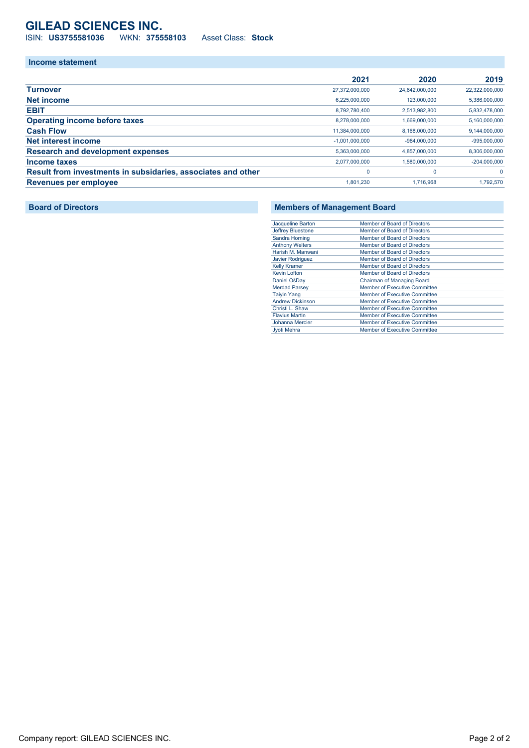# GILEAD SCIENCES INC.

ISIN: **US3755581036** WKN: **375558103** Asset Class: **Stock**

## Income statement

| | 2021 | 2020 | 2019 |
|---|---|---|---|
| **Turnover** | 27,372,000,000 | 24,642,000,000 | 22,322,000,000 |
| **Net income** | 6,225,000,000 | 123,000,000 | 5,386,000,000 |
| **EBIT** | 8,792,780,400 | 2,513,982,800 | 5,832,478,000 |
| **Operating income before taxes** | 8,278,000,000 | 1,669,000,000 | 5,160,000,000 |
| **Cash Flow** | 11,384,000,000 | 8,168,000,000 | 9,144,000,000 |
| **Net interest income** | -1,001,000,000 | -984,000,000 | -995,000,000 |
| **Research and development expenses** | 5,363,000,000 | 4,857,000,000 | 8,306,000,000 |
| **Income taxes** | 2,077,000,000 | 1,580,000,000 | -204,000,000 |
| **Result from investments in subsidaries, associates and other** | 0 | 0 | 0 |
| **Revenues per employee** | 1,801,230 | 1,716,968 | 1,792,570 |

## Board of Directors

## Members of Management Board

| | |
|---|---|
| Jacqueline Barton | Member of Board of Directors |
| Jeffrey Bluestone | Member of Board of Directors |
| Sandra Horning | Member of Board of Directors |
| Anthony Welters | Member of Board of Directors |
| Harish M. Manwani | Member of Board of Directors |
| Javier Rodriguez | Member of Board of Directors |
| Kelly Kramer | Member of Board of Directors |
| Kevin Lofton | Member of Board of Directors |
| Daniel OšDay | Chairman of Managing Board |
| Merdad Parsey | Member of Executive Committee |
| Taiyin Yang | Member of Executive Committee |
| Andrew Dickinson | Member of Executive Committee |
| Christi L. Shaw | Member of Executive Committee |
| Flavius Martin | Member of Executive Committee |
| Johanna Mercier | Member of Executive Committee |
| Jyoti Mehra | Member of Executive Committee |

Company report: GILEAD SCIENCES INC.